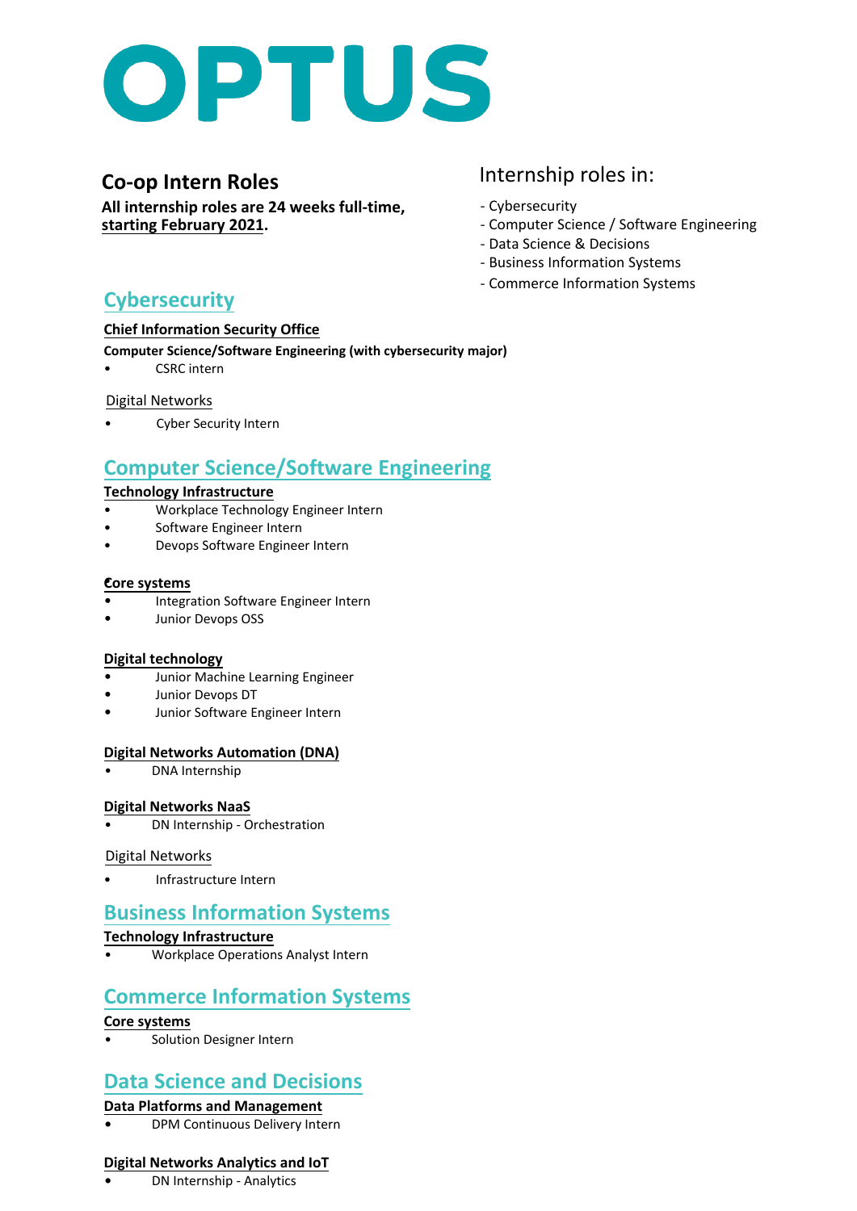# OPTUS

## Co-op Intern Roles

**All internship roles are 24 weeks full-time, starting February 2021.**

Internship roles in:

- Cybersecurity
- Computer Science / Software Engineering
- Data Science & Decisions
- Business Information Systems
- Commerce Information Systems

## Cybersecurity

**Chief Information Security Office**

**Computer Science/Software Engineering (with cybersecurity major)**

- CSRC intern

Digital Networks

- Cyber Security Intern

## Computer Science/Software Engineering

**Technology Infrastructure**

- Workplace Technology Engineer Intern
- Software Engineer Intern
- Devops Software Engineer Intern

**Core systems**

- Integration Software Engineer Intern
- Junior Devops OSS

**Digital technology**

- Junior Machine Learning Engineer
- Junior Devops DT
- Junior Software Engineer Intern

**Digital Networks Automation (DNA)**

- DNA Internship

**Digital Networks NaaS**

- DN Internship - Orchestration

Digital Networks

- Infrastructure Intern

## Business Information Systems

**Technology Infrastructure**

- Workplace Operations Analyst Intern

## Commerce Information Systems

**Core systems**

- Solution Designer Intern

## Data Science and Decisions

**Data Platforms and Management**

- DPM Continuous Delivery Intern

**Digital Networks Analytics and IoT**

- DN Internship - Analytics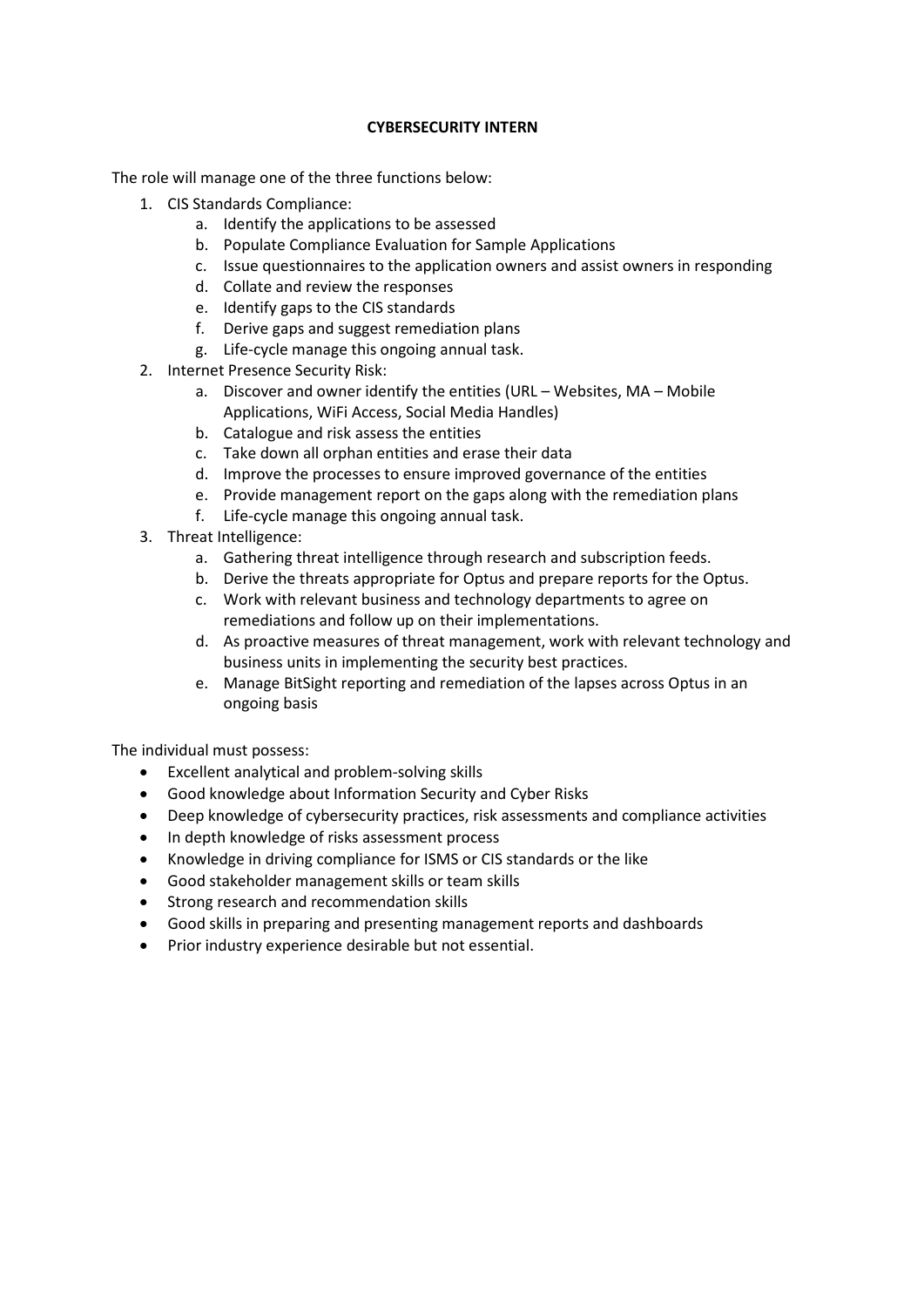**CYBERSECURITY INTERN**

The role will manage one of the three functions below:

1. CIS Standards Compliance:
    a. Identify the applications to be assessed
    b. Populate Compliance Evaluation for Sample Applications
    c. Issue questionnaires to the application owners and assist owners in responding
    d. Collate and review the responses
    e. Identify gaps to the CIS standards
    f. Derive gaps and suggest remediation plans
    g. Life-cycle manage this ongoing annual task.
2. Internet Presence Security Risk:
    a. Discover and owner identify the entities (URL – Websites, MA – Mobile Applications, WiFi Access, Social Media Handles)
    b. Catalogue and risk assess the entities
    c. Take down all orphan entities and erase their data
    d. Improve the processes to ensure improved governance of the entities
    e. Provide management report on the gaps along with the remediation plans
    f. Life-cycle manage this ongoing annual task.
3. Threat Intelligence:
    a. Gathering threat intelligence through research and subscription feeds.
    b. Derive the threats appropriate for Optus and prepare reports for the Optus.
    c. Work with relevant business and technology departments to agree on remediations and follow up on their implementations.
    d. As proactive measures of threat management, work with relevant technology and business units in implementing the security best practices.
    e. Manage BitSight reporting and remediation of the lapses across Optus in an ongoing basis

The individual must possess:

- Excellent analytical and problem-solving skills
- Good knowledge about Information Security and Cyber Risks
- Deep knowledge of cybersecurity practices, risk assessments and compliance activities
- In depth knowledge of risks assessment process
- Knowledge in driving compliance for ISMS or CIS standards or the like
- Good stakeholder management skills or team skills
- Strong research and recommendation skills
- Good skills in preparing and presenting management reports and dashboards
- Prior industry experience desirable but not essential.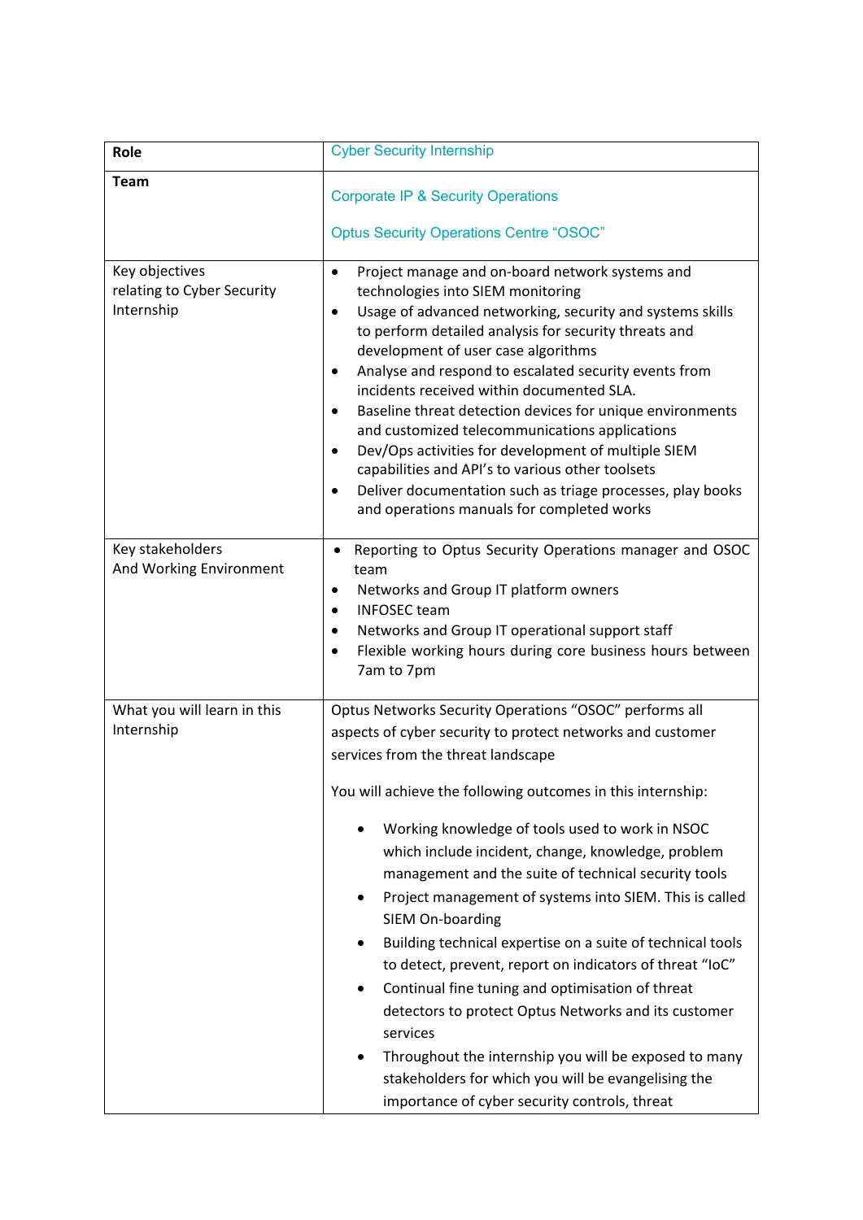| **Role** | Cyber Security Internship |
| --- | --- |
| **Team** | Corporate IP & Security Operations<br><br>Optus Security Operations Centre "OSOC" |
| Key objectives relating to Cyber Security Internship | • Project manage and on-board network systems and technologies into SIEM monitoring<br>• Usage of advanced networking, security and systems skills to perform detailed analysis for security threats and development of user case algorithms<br>• Analyse and respond to escalated security events from incidents received within documented SLA.<br>• Baseline threat detection devices for unique environments and customized telecommunications applications<br>• Dev/Ops activities for development of multiple SIEM capabilities and API's to various other toolsets<br>• Deliver documentation such as triage processes, play books and operations manuals for completed works |
| Key stakeholders And Working Environment | • Reporting to Optus Security Operations manager and OSOC team<br>• Networks and Group IT platform owners<br>• INFOSEC team<br>• Networks and Group IT operational support staff<br>• Flexible working hours during core business hours between 7am to 7pm |
| What you will learn in this Internship | Optus Networks Security Operations "OSOC" performs all aspects of cyber security to protect networks and customer services from the threat landscape<br><br>You will achieve the following outcomes in this internship:<br><br>• Working knowledge of tools used to work in NSOC which include incident, change, knowledge, problem management and the suite of technical security tools<br>• Project management of systems into SIEM. This is called SIEM On-boarding<br>• Building technical expertise on a suite of technical tools to detect, prevent, report on indicators of threat "IoC"<br>• Continual fine tuning and optimisation of threat detectors to protect Optus Networks and its customer services<br>• Throughout the internship you will be exposed to many stakeholders for which you will be evangelising the importance of cyber security controls, threat |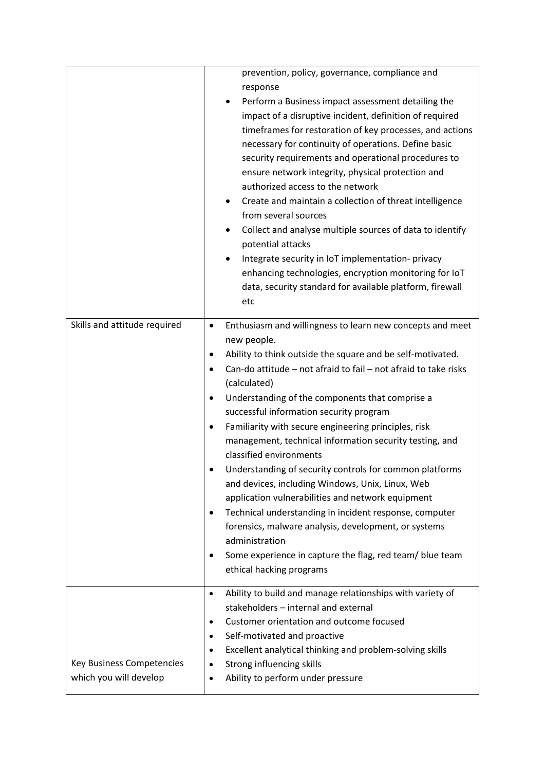| | |
|---|---|
| | prevention, policy, governance, compliance and response<br>• Perform a Business impact assessment detailing the impact of a disruptive incident, definition of required timeframes for restoration of key processes, and actions necessary for continuity of operations. Define basic security requirements and operational procedures to ensure network integrity, physical protection and authorized access to the network<br>• Create and maintain a collection of threat intelligence from several sources<br>• Collect and analyse multiple sources of data to identify potential attacks<br>• Integrate security in IoT implementation- privacy enhancing technologies, encryption monitoring for IoT data, security standard for available platform, firewall etc |
| Skills and attitude required | • Enthusiasm and willingness to learn new concepts and meet new people.<br>• Ability to think outside the square and be self-motivated.<br>• Can-do attitude – not afraid to fail – not afraid to take risks (calculated)<br>• Understanding of the components that comprise a successful information security program<br>• Familiarity with secure engineering principles, risk management, technical information security testing, and classified environments<br>• Understanding of security controls for common platforms and devices, including Windows, Unix, Linux, Web application vulnerabilities and network equipment<br>• Technical understanding in incident response, computer forensics, malware analysis, development, or systems administration<br>• Some experience in capture the flag, red team/ blue team ethical hacking programs |
| Key Business Competencies which you will develop | • Ability to build and manage relationships with variety of stakeholders – internal and external<br>• Customer orientation and outcome focused<br>• Self-motivated and proactive<br>• Excellent analytical thinking and problem-solving skills<br>• Strong influencing skills<br>• Ability to perform under pressure |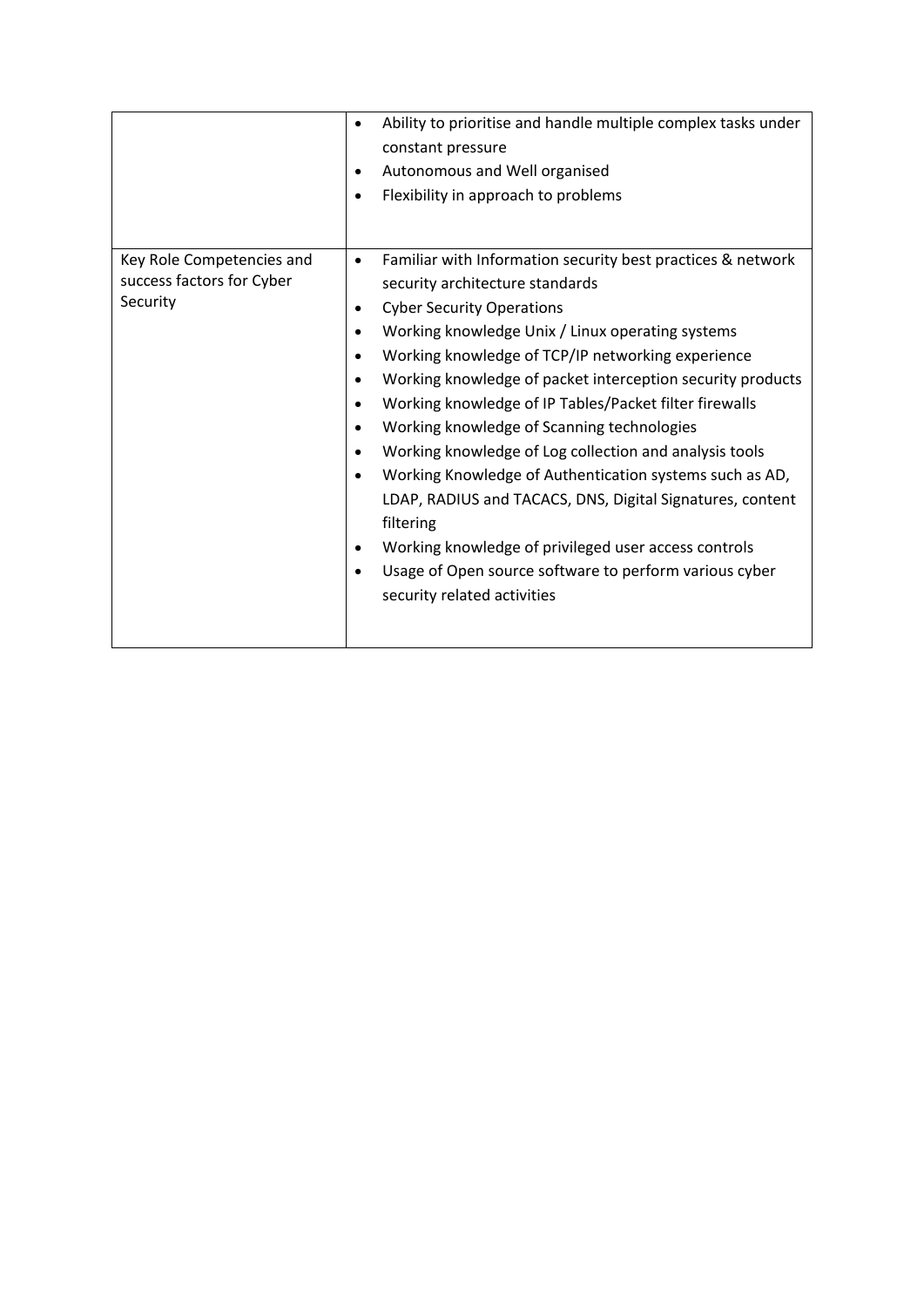|  |  |
|---|---|
|  | • Ability to prioritise and handle multiple complex tasks under constant pressure<br>• Autonomous and Well organised<br>• Flexibility in approach to problems |
| Key Role Competencies and success factors for Cyber Security | • Familiar with Information security best practices & network security architecture standards<br>• Cyber Security Operations<br>• Working knowledge Unix / Linux operating systems<br>• Working knowledge of TCP/IP networking experience<br>• Working knowledge of packet interception security products<br>• Working knowledge of IP Tables/Packet filter firewalls<br>• Working knowledge of Scanning technologies<br>• Working knowledge of Log collection and analysis tools<br>• Working Knowledge of Authentication systems such as AD, LDAP, RADIUS and TACACS, DNS, Digital Signatures, content filtering<br>• Working knowledge of privileged user access controls<br>• Usage of Open source software to perform various cyber security related activities |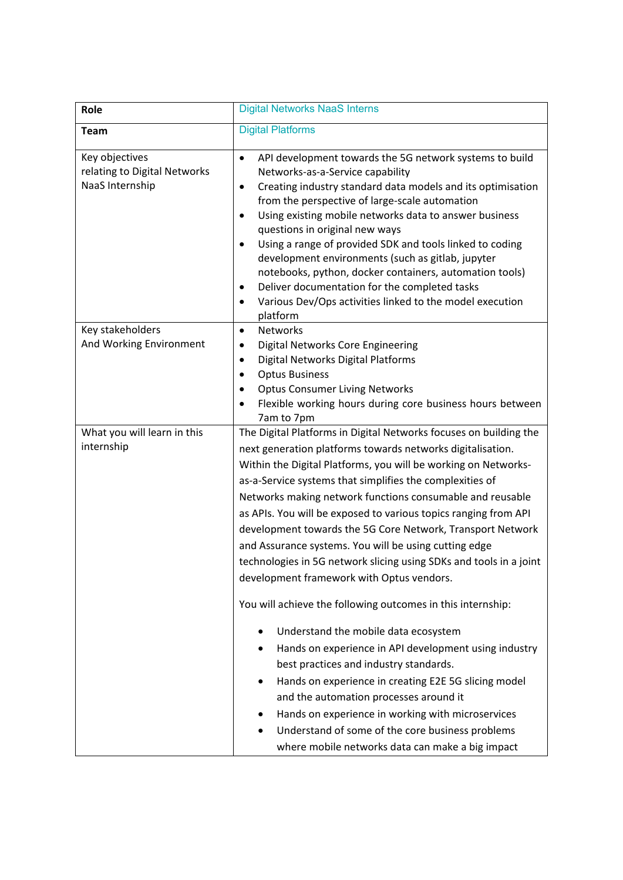| **Role** | Digital Networks NaaS Interns |
|---|---|
| **Team** | Digital Platforms |
| Key objectives relating to Digital Networks NaaS Internship | • API development towards the 5G network systems to build Networks-as-a-Service capability<br>• Creating industry standard data models and its optimisation from the perspective of large-scale automation<br>• Using existing mobile networks data to answer business questions in original new ways<br>• Using a range of provided SDK and tools linked to coding development environments (such as gitlab, jupyter notebooks, python, docker containers, automation tools)<br>• Deliver documentation for the completed tasks<br>• Various Dev/Ops activities linked to the model execution platform |
| Key stakeholders And Working Environment | • Networks<br>• Digital Networks Core Engineering<br>• Digital Networks Digital Platforms<br>• Optus Business<br>• Optus Consumer Living Networks<br>• Flexible working hours during core business hours between 7am to 7pm |
| What you will learn in this internship | The Digital Platforms in Digital Networks focuses on building the next generation platforms towards networks digitalisation. Within the Digital Platforms, you will be working on Networks-as-a-Service systems that simplifies the complexities of Networks making network functions consumable and reusable as APIs. You will be exposed to various topics ranging from API development towards the 5G Core Network, Transport Network and Assurance systems. You will be using cutting edge technologies in 5G network slicing using SDKs and tools in a joint development framework with Optus vendors.<br><br>You will achieve the following outcomes in this internship:<br><br>• Understand the mobile data ecosystem<br>• Hands on experience in API development using industry best practices and industry standards.<br>• Hands on experience in creating E2E 5G slicing model and the automation processes around it<br>• Hands on experience in working with microservices<br>• Understand of some of the core business problems where mobile networks data can make a big impact |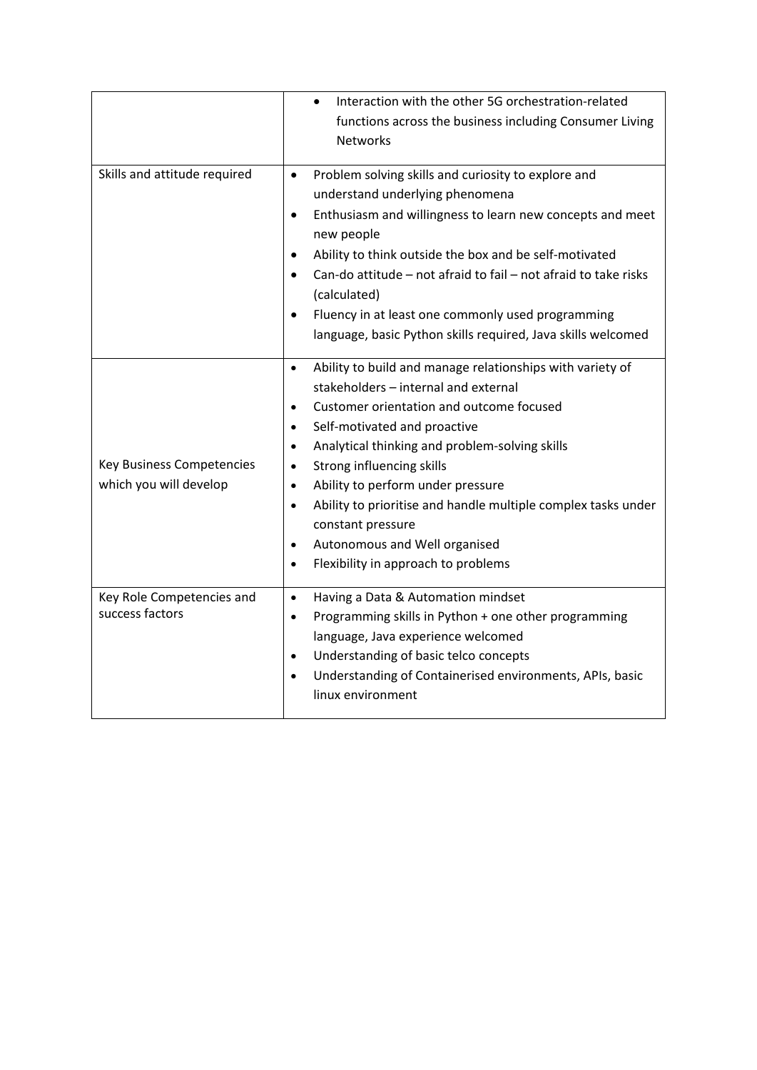| | |
|---|---|
| | <ul><li>Interaction with the other 5G orchestration-related functions across the business including Consumer Living Networks</li></ul> |
| Skills and attitude required | <ul><li>Problem solving skills and curiosity to explore and understand underlying phenomena</li><li>Enthusiasm and willingness to learn new concepts and meet new people</li><li>Ability to think outside the box and be self-motivated</li><li>Can-do attitude – not afraid to fail – not afraid to take risks (calculated)</li><li>Fluency in at least one commonly used programming language, basic Python skills required, Java skills welcomed</li></ul> |
| Key Business Competencies which you will develop | <ul><li>Ability to build and manage relationships with variety of stakeholders – internal and external</li><li>Customer orientation and outcome focused</li><li>Self-motivated and proactive</li><li>Analytical thinking and problem-solving skills</li><li>Strong influencing skills</li><li>Ability to perform under pressure</li><li>Ability to prioritise and handle multiple complex tasks under constant pressure</li><li>Autonomous and Well organised</li><li>Flexibility in approach to problems</li></ul> |
| Key Role Competencies and success factors | <ul><li>Having a Data & Automation mindset</li><li>Programming skills in Python + one other programming language, Java experience welcomed</li><li>Understanding of basic telco concepts</li><li>Understanding of Containerised environments, APIs, basic linux environment</li></ul> |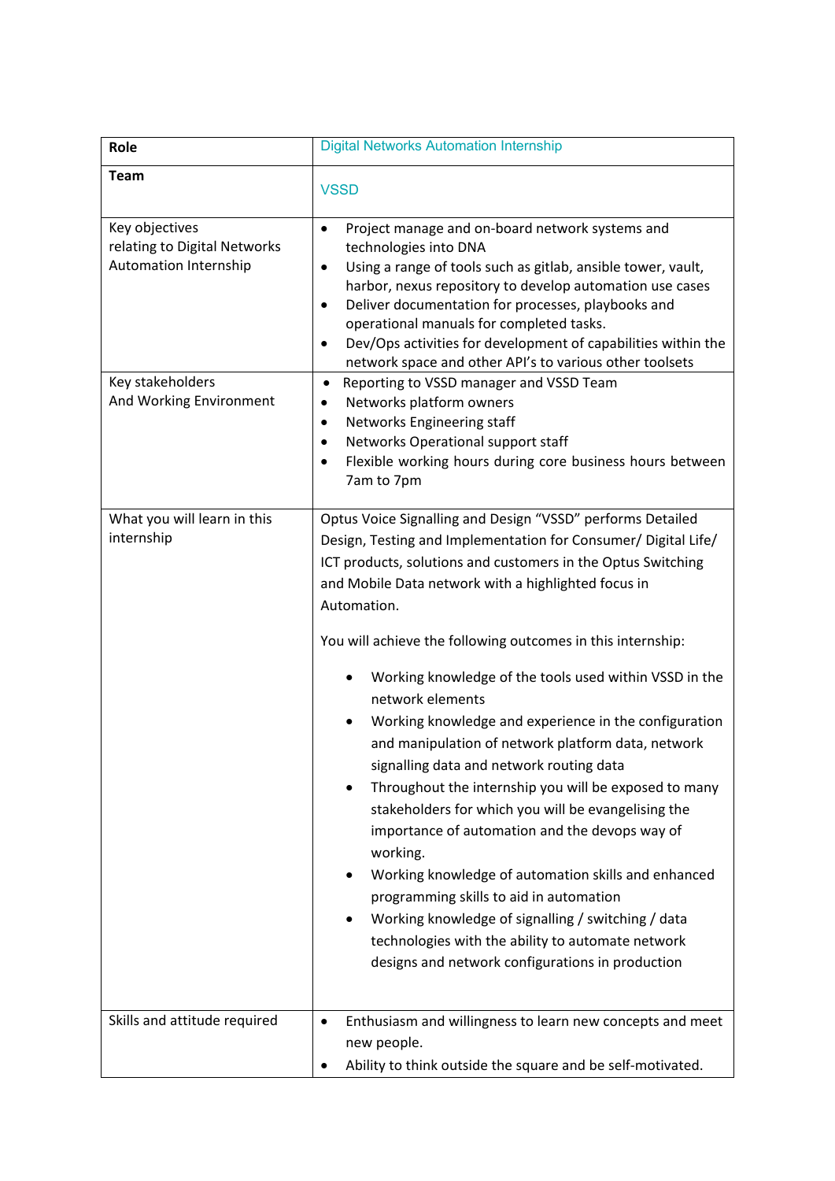| **Role** | Digital Networks Automation Internship |
| --- | --- |
| **Team** | VSSD |
| Key objectives relating to Digital Networks Automation Internship | • Project manage and on-board network systems and technologies into DNA<br>• Using a range of tools such as gitlab, ansible tower, vault, harbor, nexus repository to develop automation use cases<br>• Deliver documentation for processes, playbooks and operational manuals for completed tasks.<br>• Dev/Ops activities for development of capabilities within the network space and other API's to various other toolsets |
| Key stakeholders And Working Environment | • Reporting to VSSD manager and VSSD Team<br>• Networks platform owners<br>• Networks Engineering staff<br>• Networks Operational support staff<br>• Flexible working hours during core business hours between 7am to 7pm |
| What you will learn in this internship | Optus Voice Signalling and Design "VSSD" performs Detailed Design, Testing and Implementation for Consumer/ Digital Life/ ICT products, solutions and customers in the Optus Switching and Mobile Data network with a highlighted focus in Automation.<br><br>You will achieve the following outcomes in this internship:<br><br>• Working knowledge of the tools used within VSSD in the network elements<br>• Working knowledge and experience in the configuration and manipulation of network platform data, network signalling data and network routing data<br>• Throughout the internship you will be exposed to many stakeholders for which you will be evangelising the importance of automation and the devops way of working.<br>• Working knowledge of automation skills and enhanced programming skills to aid in automation<br>• Working knowledge of signalling / switching / data technologies with the ability to automate network designs and network configurations in production |
| Skills and attitude required | • Enthusiasm and willingness to learn new concepts and meet new people.<br>• Ability to think outside the square and be self-motivated. |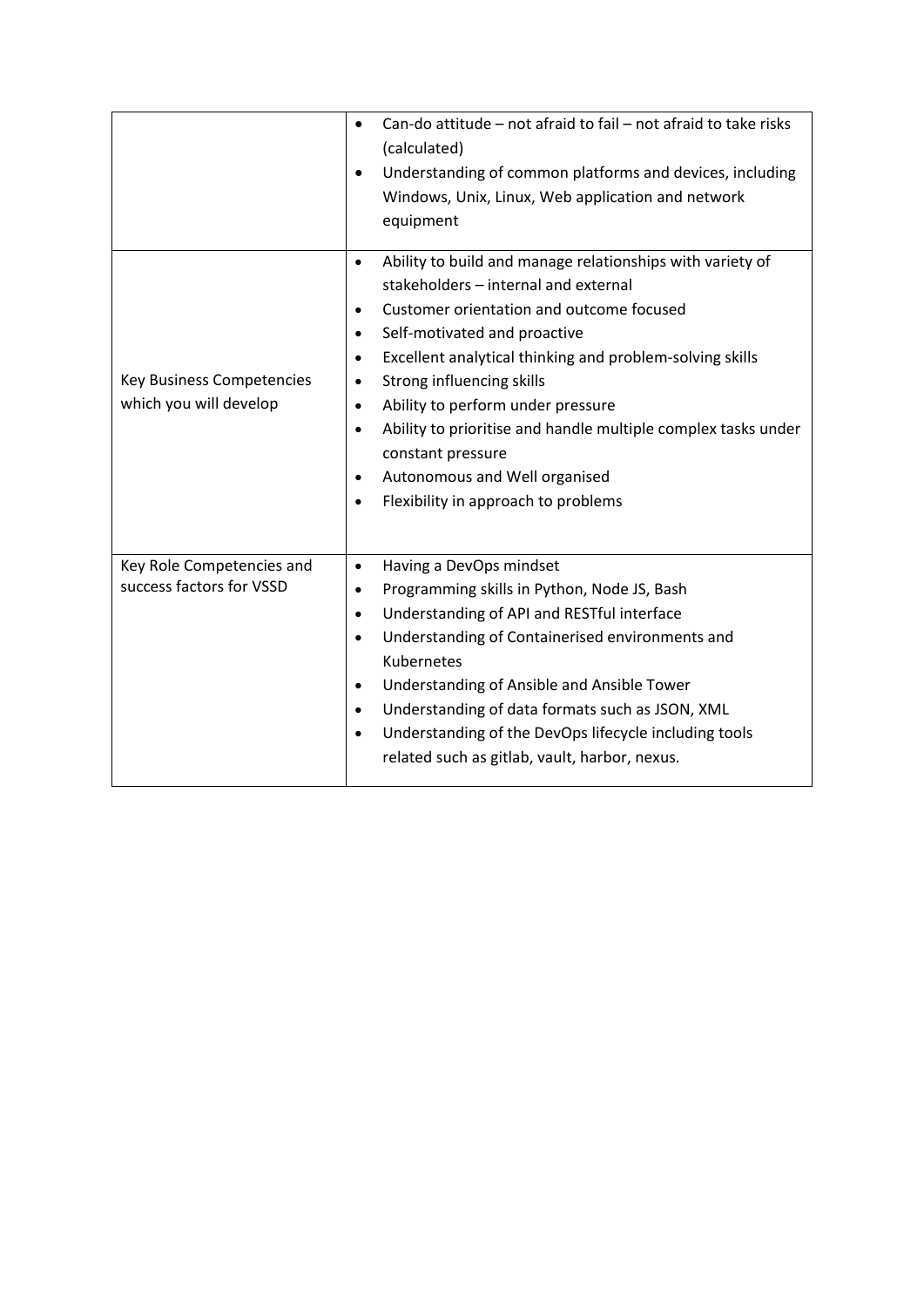| | |
|---|---|
| | • Can-do attitude – not afraid to fail – not afraid to take risks (calculated)<br>• Understanding of common platforms and devices, including Windows, Unix, Linux, Web application and network equipment |
| Key Business Competencies which you will develop | • Ability to build and manage relationships with variety of stakeholders – internal and external<br>• Customer orientation and outcome focused<br>• Self-motivated and proactive<br>• Excellent analytical thinking and problem-solving skills<br>• Strong influencing skills<br>• Ability to perform under pressure<br>• Ability to prioritise and handle multiple complex tasks under constant pressure<br>• Autonomous and Well organised<br>• Flexibility in approach to problems |
| Key Role Competencies and success factors for VSSD | • Having a DevOps mindset<br>• Programming skills in Python, Node JS, Bash<br>• Understanding of API and RESTful interface<br>• Understanding of Containerised environments and Kubernetes<br>• Understanding of Ansible and Ansible Tower<br>• Understanding of data formats such as JSON, XML<br>• Understanding of the DevOps lifecycle including tools related such as gitlab, vault, harbor, nexus. |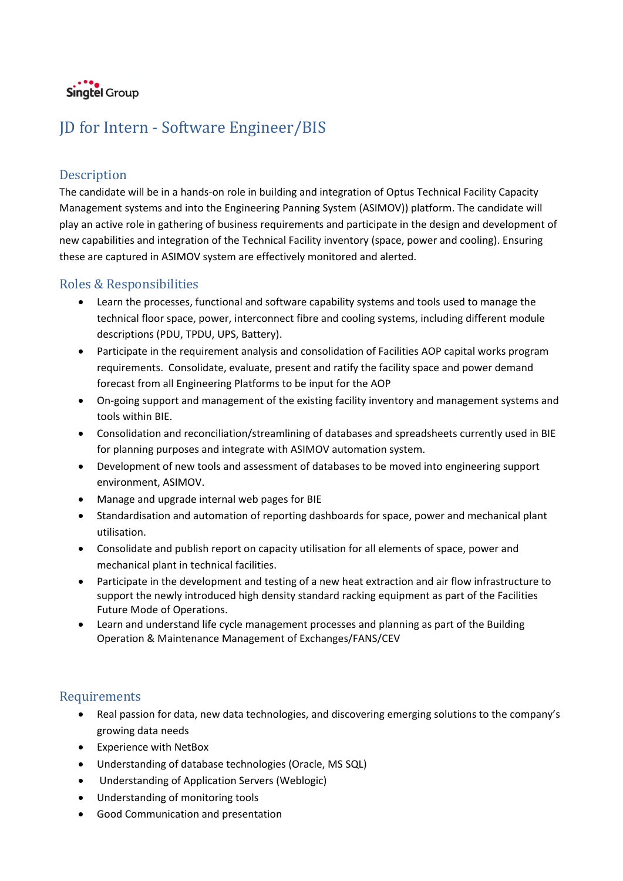# JD for Intern - Software Engineer/BIS

## Description

The candidate will be in a hands-on role in building and integration of Optus Technical Facility Capacity Management systems and into the Engineering Panning System (ASIMOV)) platform. The candidate will play an active role in gathering of business requirements and participate in the design and development of new capabilities and integration of the Technical Facility inventory (space, power and cooling). Ensuring these are captured in ASIMOV system are effectively monitored and alerted.

## Roles & Responsibilities

- Learn the processes, functional and software capability systems and tools used to manage the technical floor space, power, interconnect fibre and cooling systems, including different module descriptions (PDU, TPDU, UPS, Battery).
- Participate in the requirement analysis and consolidation of Facilities AOP capital works program requirements. Consolidate, evaluate, present and ratify the facility space and power demand forecast from all Engineering Platforms to be input for the AOP
- On-going support and management of the existing facility inventory and management systems and tools within BIE.
- Consolidation and reconciliation/streamlining of databases and spreadsheets currently used in BIE for planning purposes and integrate with ASIMOV automation system.
- Development of new tools and assessment of databases to be moved into engineering support environment, ASIMOV.
- Manage and upgrade internal web pages for BIE
- Standardisation and automation of reporting dashboards for space, power and mechanical plant utilisation.
- Consolidate and publish report on capacity utilisation for all elements of space, power and mechanical plant in technical facilities.
- Participate in the development and testing of a new heat extraction and air flow infrastructure to support the newly introduced high density standard racking equipment as part of the Facilities Future Mode of Operations.
- Learn and understand life cycle management processes and planning as part of the Building Operation & Maintenance Management of Exchanges/FANS/CEV

## Requirements

- Real passion for data, new data technologies, and discovering emerging solutions to the company's growing data needs
- Experience with NetBox
- Understanding of database technologies (Oracle, MS SQL)
- Understanding of Application Servers (Weblogic)
- Understanding of monitoring tools
- Good Communication and presentation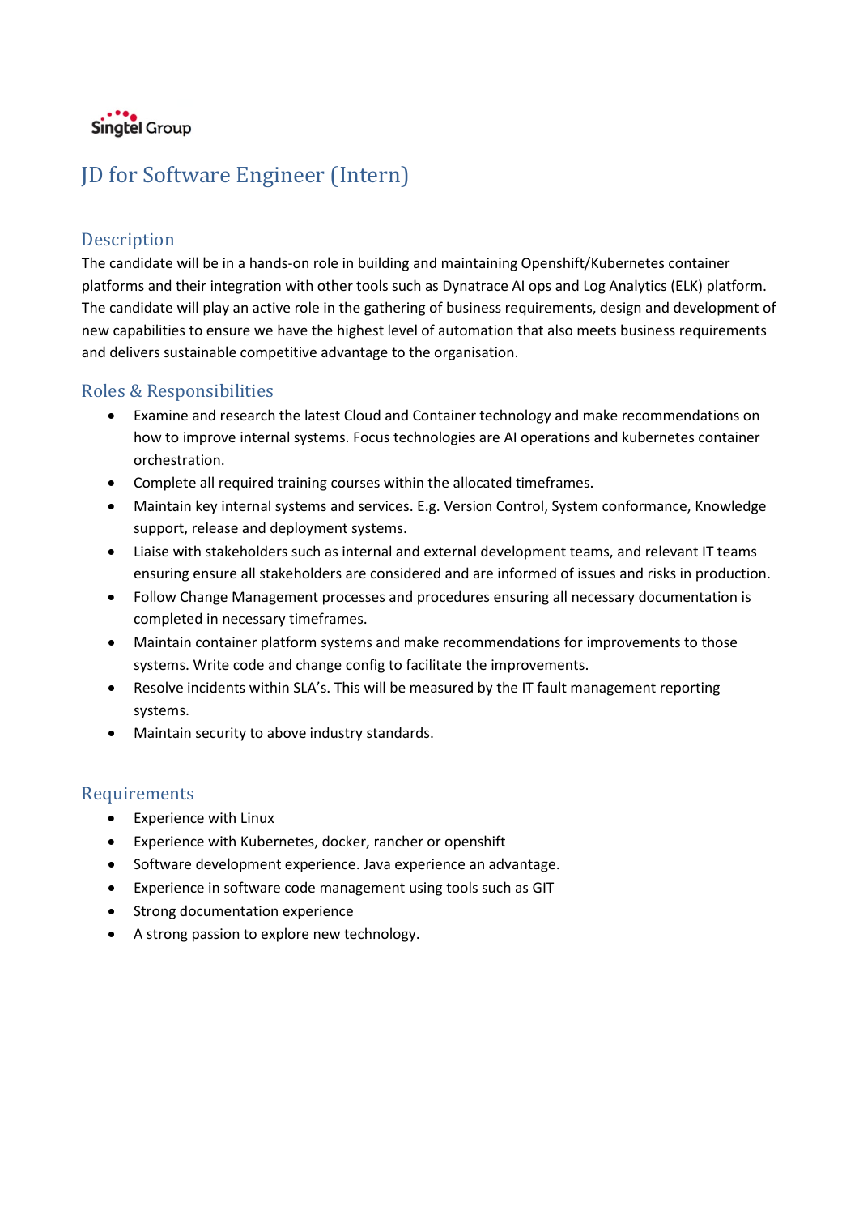Singtel Group

# JD for Software Engineer (Intern)

## Description

The candidate will be in a hands-on role in building and maintaining Openshift/Kubernetes container platforms and their integration with other tools such as Dynatrace AI ops and Log Analytics (ELK) platform. The candidate will play an active role in the gathering of business requirements, design and development of new capabilities to ensure we have the highest level of automation that also meets business requirements and delivers sustainable competitive advantage to the organisation.

## Roles & Responsibilities

- Examine and research the latest Cloud and Container technology and make recommendations on how to improve internal systems. Focus technologies are AI operations and kubernetes container orchestration.
- Complete all required training courses within the allocated timeframes.
- Maintain key internal systems and services. E.g. Version Control, System conformance, Knowledge support, release and deployment systems.
- Liaise with stakeholders such as internal and external development teams, and relevant IT teams ensuring ensure all stakeholders are considered and are informed of issues and risks in production.
- Follow Change Management processes and procedures ensuring all necessary documentation is completed in necessary timeframes.
- Maintain container platform systems and make recommendations for improvements to those systems. Write code and change config to facilitate the improvements.
- Resolve incidents within SLA's. This will be measured by the IT fault management reporting systems.
- Maintain security to above industry standards.

## Requirements

- Experience with Linux
- Experience with Kubernetes, docker, rancher or openshift
- Software development experience. Java experience an advantage.
- Experience in software code management using tools such as GIT
- Strong documentation experience
- A strong passion to explore new technology.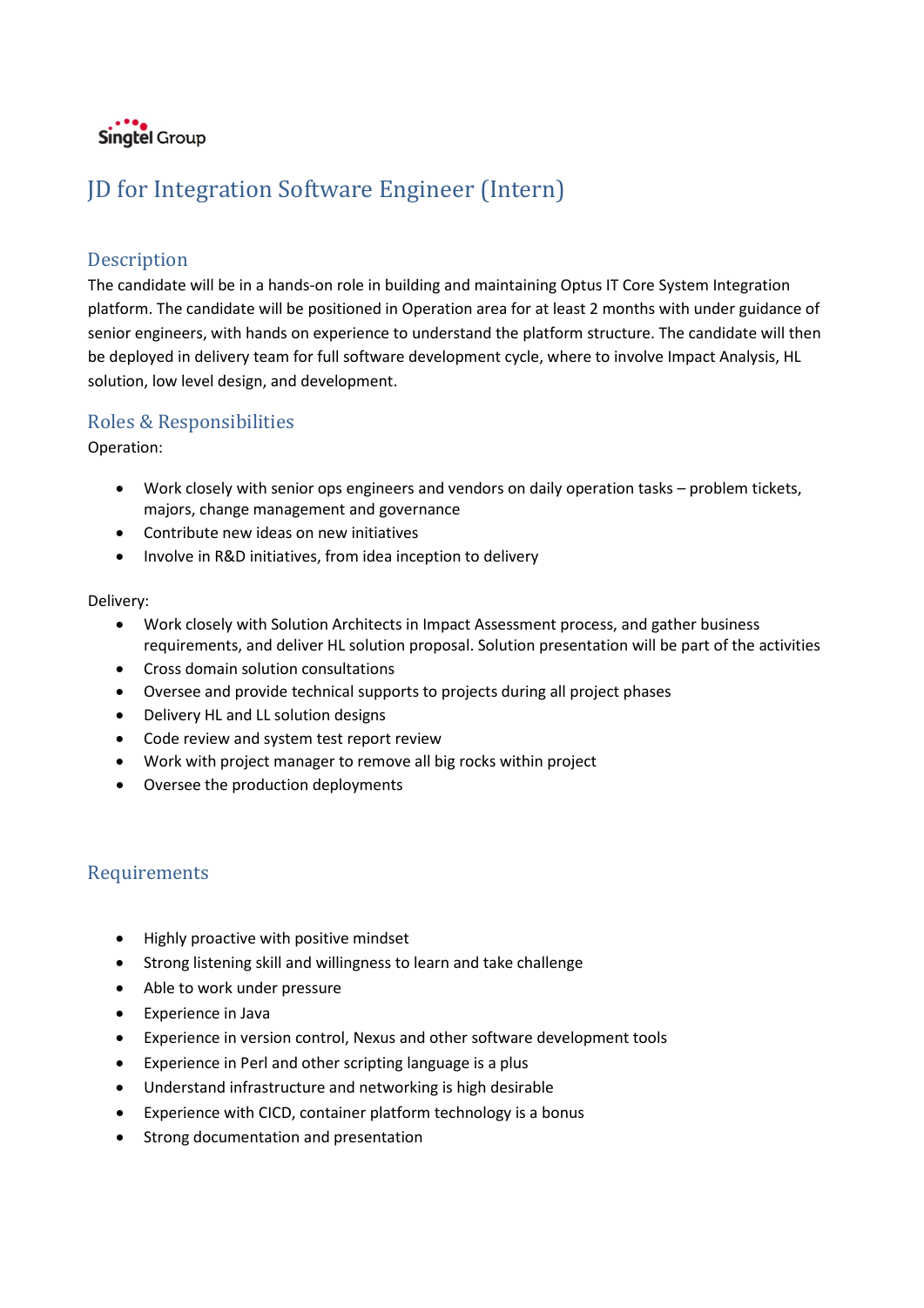Singtel Group

# JD for Integration Software Engineer (Intern)

## Description

The candidate will be in a hands-on role in building and maintaining Optus IT Core System Integration platform. The candidate will be positioned in Operation area for at least 2 months with under guidance of senior engineers, with hands on experience to understand the platform structure. The candidate will then be deployed in delivery team for full software development cycle, where to involve Impact Analysis, HL solution, low level design, and development.

## Roles & Responsibilities

Operation:

- Work closely with senior ops engineers and vendors on daily operation tasks – problem tickets, majors, change management and governance
- Contribute new ideas on new initiatives
- Involve in R&D initiatives, from idea inception to delivery

Delivery:

- Work closely with Solution Architects in Impact Assessment process, and gather business requirements, and deliver HL solution proposal. Solution presentation will be part of the activities
- Cross domain solution consultations
- Oversee and provide technical supports to projects during all project phases
- Delivery HL and LL solution designs
- Code review and system test report review
- Work with project manager to remove all big rocks within project
- Oversee the production deployments

## Requirements

- Highly proactive with positive mindset
- Strong listening skill and willingness to learn and take challenge
- Able to work under pressure
- Experience in Java
- Experience in version control, Nexus and other software development tools
- Experience in Perl and other scripting language is a plus
- Understand infrastructure and networking is high desirable
- Experience with CICD, container platform technology is a bonus
- Strong documentation and presentation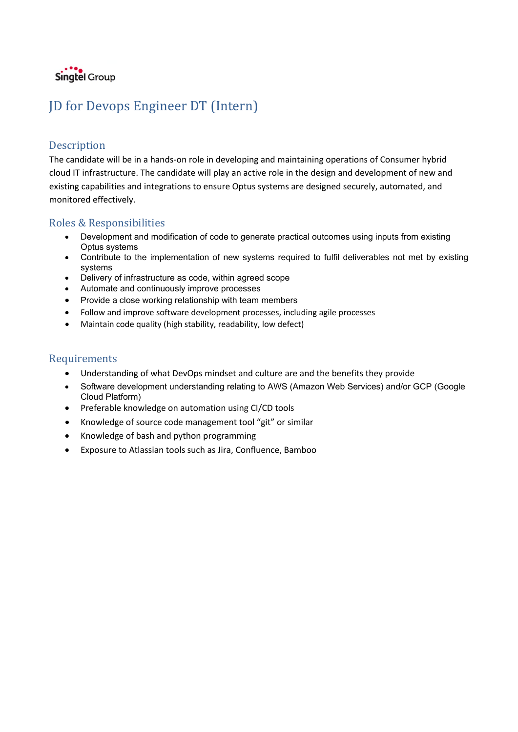Singtel Group

# JD for Devops Engineer DT (Intern)

## Description

The candidate will be in a hands-on role in developing and maintaining operations of Consumer hybrid cloud IT infrastructure. The candidate will play an active role in the design and development of new and existing capabilities and integrations to ensure Optus systems are designed securely, automated, and monitored effectively.

## Roles & Responsibilities

- Development and modification of code to generate practical outcomes using inputs from existing Optus systems
- Contribute to the implementation of new systems required to fulfil deliverables not met by existing systems
- Delivery of infrastructure as code, within agreed scope
- Automate and continuously improve processes
- Provide a close working relationship with team members
- Follow and improve software development processes, including agile processes
- Maintain code quality (high stability, readability, low defect)

## Requirements

- Understanding of what DevOps mindset and culture are and the benefits they provide
- Software development understanding relating to AWS (Amazon Web Services) and/or GCP (Google Cloud Platform)
- Preferable knowledge on automation using CI/CD tools
- Knowledge of source code management tool "git" or similar
- Knowledge of bash and python programming
- Exposure to Atlassian tools such as Jira, Confluence, Bamboo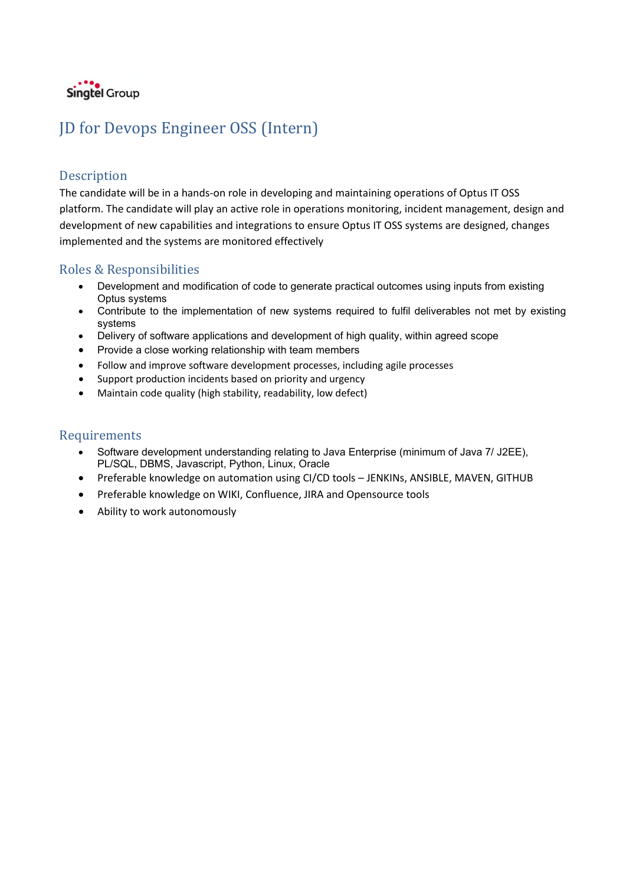Singtel Group

# JD for Devops Engineer OSS (Intern)

## Description

The candidate will be in a hands-on role in developing and maintaining operations of Optus IT OSS platform. The candidate will play an active role in operations monitoring, incident management, design and development of new capabilities and integrations to ensure Optus IT OSS systems are designed, changes implemented and the systems are monitored effectively

## Roles & Responsibilities

- Development and modification of code to generate practical outcomes using inputs from existing Optus systems
- Contribute to the implementation of new systems required to fulfil deliverables not met by existing systems
- Delivery of software applications and development of high quality, within agreed scope
- Provide a close working relationship with team members
- Follow and improve software development processes, including agile processes
- Support production incidents based on priority and urgency
- Maintain code quality (high stability, readability, low defect)

## Requirements

- Software development understanding relating to Java Enterprise (minimum of Java 7/ J2EE), PL/SQL, DBMS, Javascript, Python, Linux, Oracle
- Preferable knowledge on automation using CI/CD tools – JENKINs, ANSIBLE, MAVEN, GITHUB
- Preferable knowledge on WIKI, Confluence, JIRA and Opensource tools
- Ability to work autonomously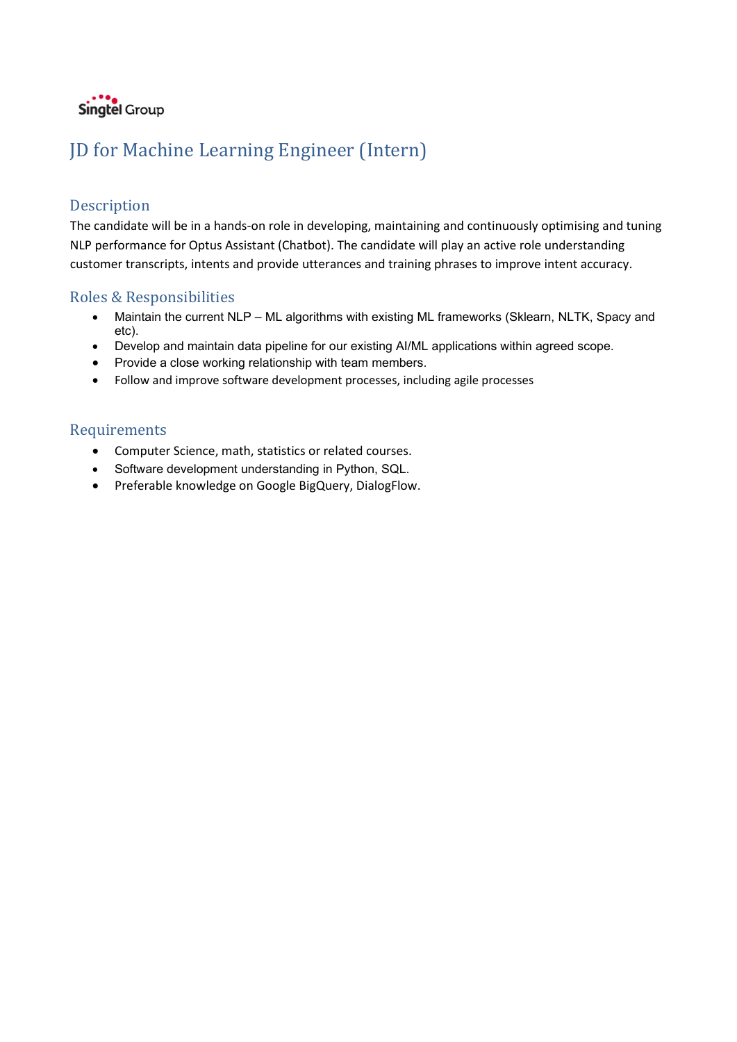Singtel Group

# JD for Machine Learning Engineer (Intern)

## Description

The candidate will be in a hands-on role in developing, maintaining and continuously optimising and tuning NLP performance for Optus Assistant (Chatbot). The candidate will play an active role understanding customer transcripts, intents and provide utterances and training phrases to improve intent accuracy.

## Roles & Responsibilities

- Maintain the current NLP – ML algorithms with existing ML frameworks (Sklearn, NLTK, Spacy and etc).
- Develop and maintain data pipeline for our existing AI/ML applications within agreed scope.
- Provide a close working relationship with team members.
- Follow and improve software development processes, including agile processes

## Requirements

- Computer Science, math, statistics or related courses.
- Software development understanding in Python, SQL.
- Preferable knowledge on Google BigQuery, DialogFlow.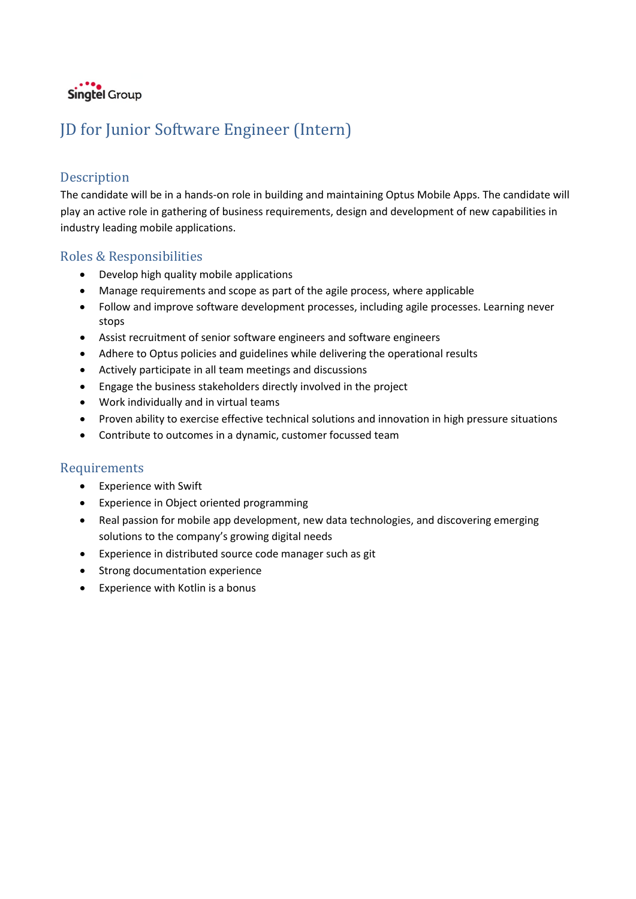Singtel Group

# JD for Junior Software Engineer (Intern)

## Description

The candidate will be in a hands-on role in building and maintaining Optus Mobile Apps. The candidate will play an active role in gathering of business requirements, design and development of new capabilities in industry leading mobile applications.

## Roles & Responsibilities

- Develop high quality mobile applications
- Manage requirements and scope as part of the agile process, where applicable
- Follow and improve software development processes, including agile processes. Learning never stops
- Assist recruitment of senior software engineers and software engineers
- Adhere to Optus policies and guidelines while delivering the operational results
- Actively participate in all team meetings and discussions
- Engage the business stakeholders directly involved in the project
- Work individually and in virtual teams
- Proven ability to exercise effective technical solutions and innovation in high pressure situations
- Contribute to outcomes in a dynamic, customer focussed team

## Requirements

- Experience with Swift
- Experience in Object oriented programming
- Real passion for mobile app development, new data technologies, and discovering emerging solutions to the company's growing digital needs
- Experience in distributed source code manager such as git
- Strong documentation experience
- Experience with Kotlin is a bonus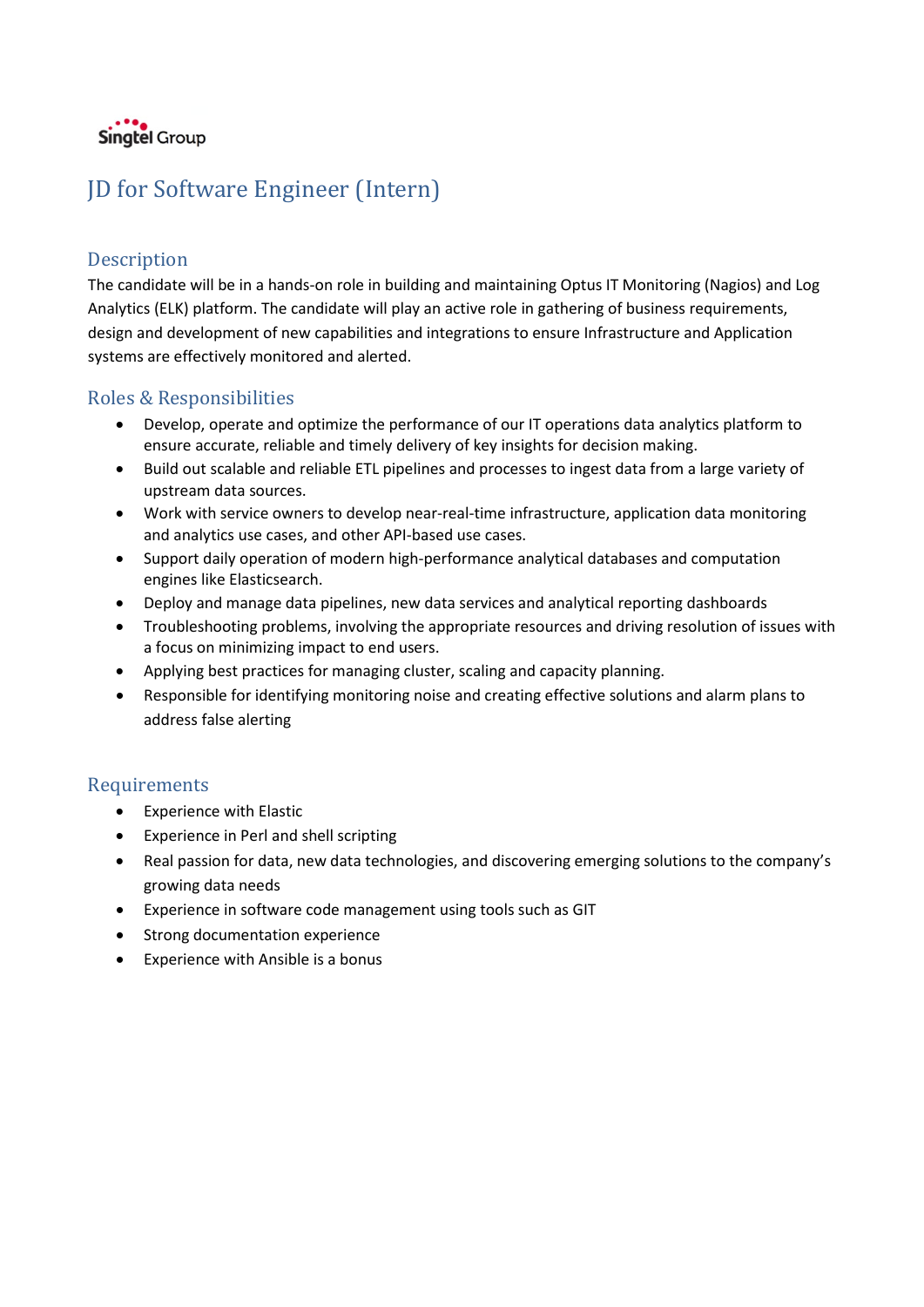Singtel Group

# JD for Software Engineer (Intern)

## Description

The candidate will be in a hands-on role in building and maintaining Optus IT Monitoring (Nagios) and Log Analytics (ELK) platform. The candidate will play an active role in gathering of business requirements, design and development of new capabilities and integrations to ensure Infrastructure and Application systems are effectively monitored and alerted.

## Roles & Responsibilities

- Develop, operate and optimize the performance of our IT operations data analytics platform to ensure accurate, reliable and timely delivery of key insights for decision making.
- Build out scalable and reliable ETL pipelines and processes to ingest data from a large variety of upstream data sources.
- Work with service owners to develop near-real-time infrastructure, application data monitoring and analytics use cases, and other API-based use cases.
- Support daily operation of modern high-performance analytical databases and computation engines like Elasticsearch.
- Deploy and manage data pipelines, new data services and analytical reporting dashboards
- Troubleshooting problems, involving the appropriate resources and driving resolution of issues with a focus on minimizing impact to end users.
- Applying best practices for managing cluster, scaling and capacity planning.
- Responsible for identifying monitoring noise and creating effective solutions and alarm plans to address false alerting

## Requirements

- Experience with Elastic
- Experience in Perl and shell scripting
- Real passion for data, new data technologies, and discovering emerging solutions to the company's growing data needs
- Experience in software code management using tools such as GIT
- Strong documentation experience
- Experience with Ansible is a bonus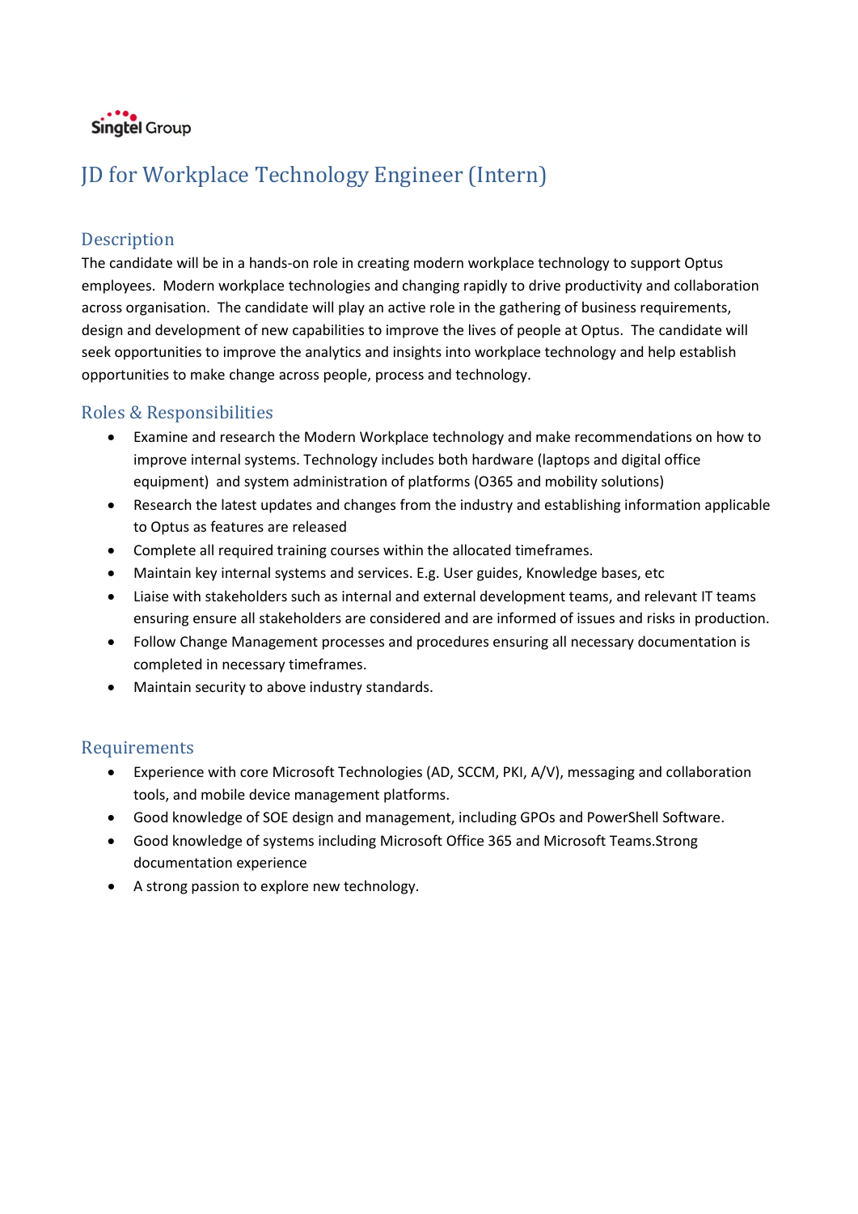Singtel Group

# JD for Workplace Technology Engineer (Intern)

## Description

The candidate will be in a hands-on role in creating modern workplace technology to support Optus employees. Modern workplace technologies and changing rapidly to drive productivity and collaboration across organisation. The candidate will play an active role in the gathering of business requirements, design and development of new capabilities to improve the lives of people at Optus. The candidate will seek opportunities to improve the analytics and insights into workplace technology and help establish opportunities to make change across people, process and technology.

## Roles & Responsibilities

- Examine and research the Modern Workplace technology and make recommendations on how to improve internal systems. Technology includes both hardware (laptops and digital office equipment) and system administration of platforms (O365 and mobility solutions)
- Research the latest updates and changes from the industry and establishing information applicable to Optus as features are released
- Complete all required training courses within the allocated timeframes.
- Maintain key internal systems and services. E.g. User guides, Knowledge bases, etc
- Liaise with stakeholders such as internal and external development teams, and relevant IT teams ensuring ensure all stakeholders are considered and are informed of issues and risks in production.
- Follow Change Management processes and procedures ensuring all necessary documentation is completed in necessary timeframes.
- Maintain security to above industry standards.

## Requirements

- Experience with core Microsoft Technologies (AD, SCCM, PKI, A/V), messaging and collaboration tools, and mobile device management platforms.
- Good knowledge of SOE design and management, including GPOs and PowerShell Software.
- Good knowledge of systems including Microsoft Office 365 and Microsoft Teams.Strong documentation experience
- A strong passion to explore new technology.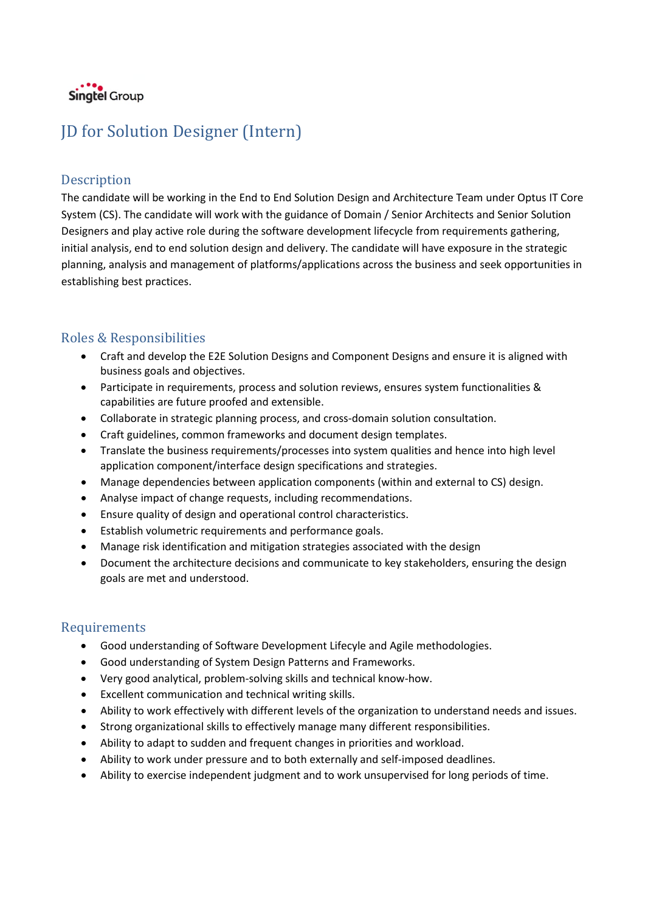Singtel Group

# JD for Solution Designer (Intern)

## Description

The candidate will be working in the End to End Solution Design and Architecture Team under Optus IT Core System (CS). The candidate will work with the guidance of Domain / Senior Architects and Senior Solution Designers and play active role during the software development lifecycle from requirements gathering, initial analysis, end to end solution design and delivery. The candidate will have exposure in the strategic planning, analysis and management of platforms/applications across the business and seek opportunities in establishing best practices.

## Roles & Responsibilities

- Craft and develop the E2E Solution Designs and Component Designs and ensure it is aligned with business goals and objectives.
- Participate in requirements, process and solution reviews, ensures system functionalities & capabilities are future proofed and extensible.
- Collaborate in strategic planning process, and cross-domain solution consultation.
- Craft guidelines, common frameworks and document design templates.
- Translate the business requirements/processes into system qualities and hence into high level application component/interface design specifications and strategies.
- Manage dependencies between application components (within and external to CS) design.
- Analyse impact of change requests, including recommendations.
- Ensure quality of design and operational control characteristics.
- Establish volumetric requirements and performance goals.
- Manage risk identification and mitigation strategies associated with the design
- Document the architecture decisions and communicate to key stakeholders, ensuring the design goals are met and understood.

## Requirements

- Good understanding of Software Development Lifecyle and Agile methodologies.
- Good understanding of System Design Patterns and Frameworks.
- Very good analytical, problem-solving skills and technical know-how.
- Excellent communication and technical writing skills.
- Ability to work effectively with different levels of the organization to understand needs and issues.
- Strong organizational skills to effectively manage many different responsibilities.
- Ability to adapt to sudden and frequent changes in priorities and workload.
- Ability to work under pressure and to both externally and self-imposed deadlines.
- Ability to exercise independent judgment and to work unsupervised for long periods of time.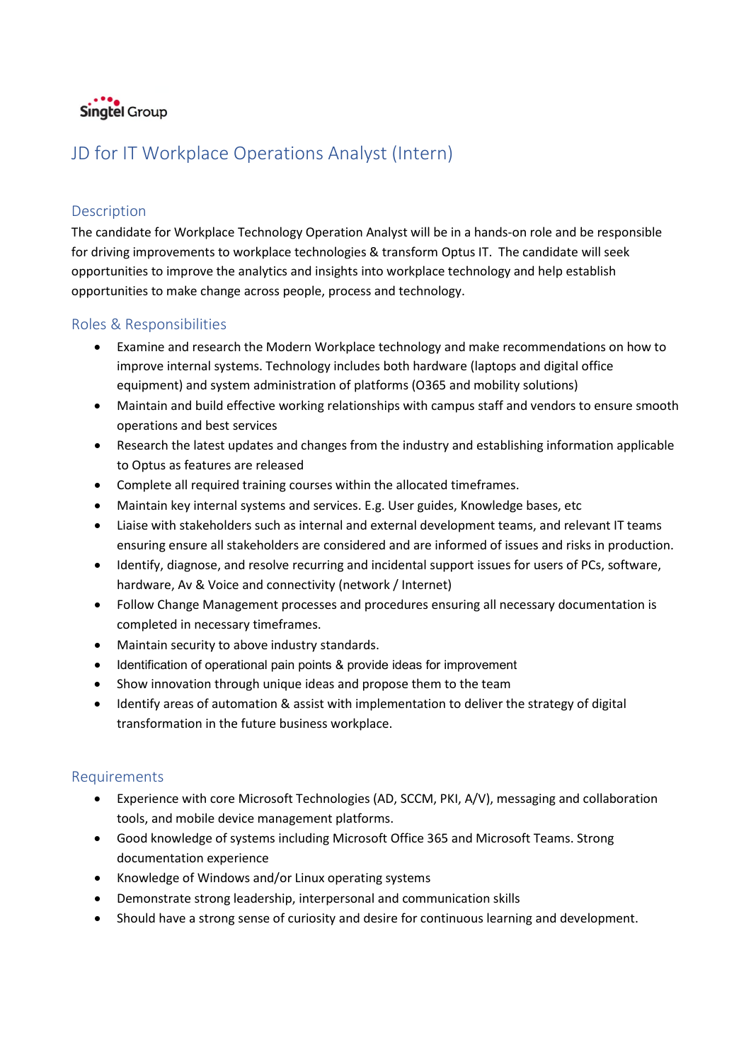Singtel Group

# JD for IT Workplace Operations Analyst (Intern)

## Description

The candidate for Workplace Technology Operation Analyst will be in a hands-on role and be responsible for driving improvements to workplace technologies & transform Optus IT. The candidate will seek opportunities to improve the analytics and insights into workplace technology and help establish opportunities to make change across people, process and technology.

## Roles & Responsibilities

- Examine and research the Modern Workplace technology and make recommendations on how to improve internal systems. Technology includes both hardware (laptops and digital office equipment) and system administration of platforms (O365 and mobility solutions)
- Maintain and build effective working relationships with campus staff and vendors to ensure smooth operations and best services
- Research the latest updates and changes from the industry and establishing information applicable to Optus as features are released
- Complete all required training courses within the allocated timeframes.
- Maintain key internal systems and services. E.g. User guides, Knowledge bases, etc
- Liaise with stakeholders such as internal and external development teams, and relevant IT teams ensuring ensure all stakeholders are considered and are informed of issues and risks in production.
- Identify, diagnose, and resolve recurring and incidental support issues for users of PCs, software, hardware, Av & Voice and connectivity (network / Internet)
- Follow Change Management processes and procedures ensuring all necessary documentation is completed in necessary timeframes.
- Maintain security to above industry standards.
- Identification of operational pain points & provide ideas for improvement
- Show innovation through unique ideas and propose them to the team
- Identify areas of automation & assist with implementation to deliver the strategy of digital transformation in the future business workplace.

## Requirements

- Experience with core Microsoft Technologies (AD, SCCM, PKI, A/V), messaging and collaboration tools, and mobile device management platforms.
- Good knowledge of systems including Microsoft Office 365 and Microsoft Teams. Strong documentation experience
- Knowledge of Windows and/or Linux operating systems
- Demonstrate strong leadership, interpersonal and communication skills
- Should have a strong sense of curiosity and desire for continuous learning and development.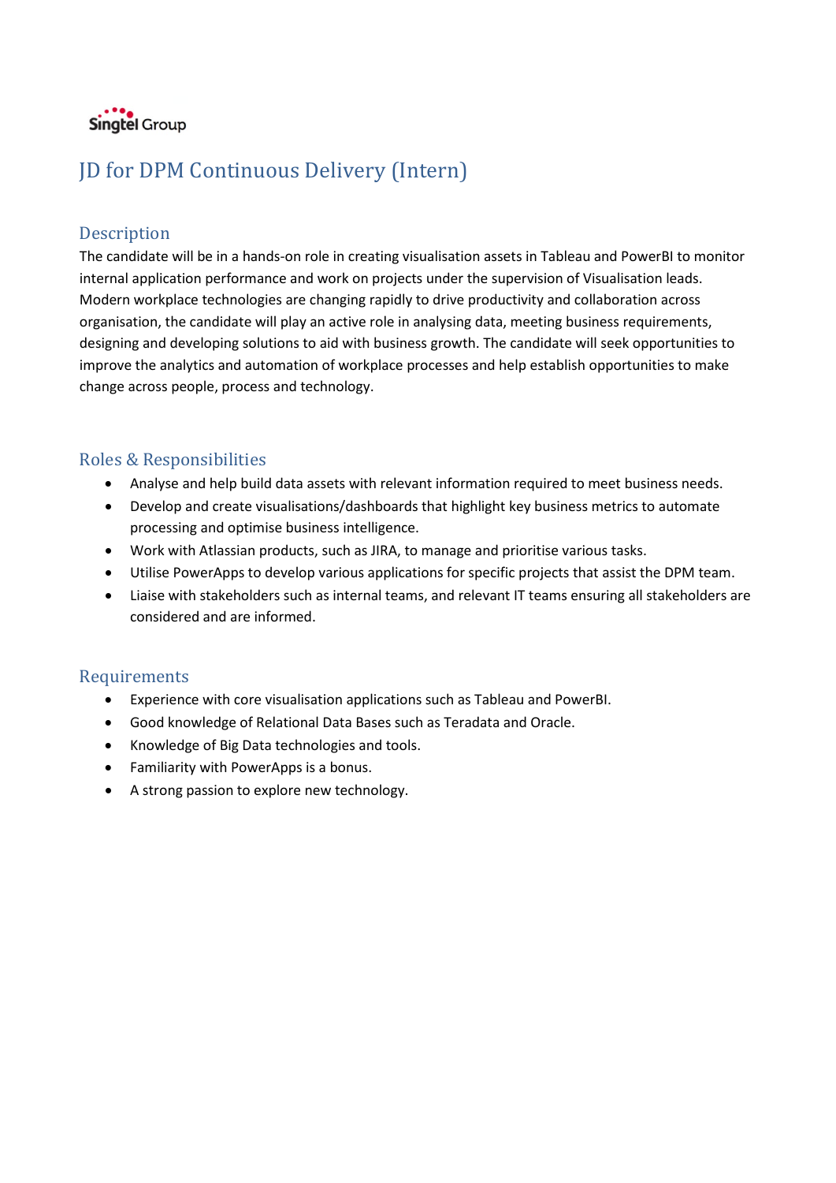Singtel Group

# JD for DPM Continuous Delivery (Intern)

## Description

The candidate will be in a hands-on role in creating visualisation assets in Tableau and PowerBI to monitor internal application performance and work on projects under the supervision of Visualisation leads. Modern workplace technologies are changing rapidly to drive productivity and collaboration across organisation, the candidate will play an active role in analysing data, meeting business requirements, designing and developing solutions to aid with business growth. The candidate will seek opportunities to improve the analytics and automation of workplace processes and help establish opportunities to make change across people, process and technology.

## Roles & Responsibilities

- Analyse and help build data assets with relevant information required to meet business needs.
- Develop and create visualisations/dashboards that highlight key business metrics to automate processing and optimise business intelligence.
- Work with Atlassian products, such as JIRA, to manage and prioritise various tasks.
- Utilise PowerApps to develop various applications for specific projects that assist the DPM team.
- Liaise with stakeholders such as internal teams, and relevant IT teams ensuring all stakeholders are considered and are informed.

## Requirements

- Experience with core visualisation applications such as Tableau and PowerBI.
- Good knowledge of Relational Data Bases such as Teradata and Oracle.
- Knowledge of Big Data technologies and tools.
- Familiarity with PowerApps is a bonus.
- A strong passion to explore new technology.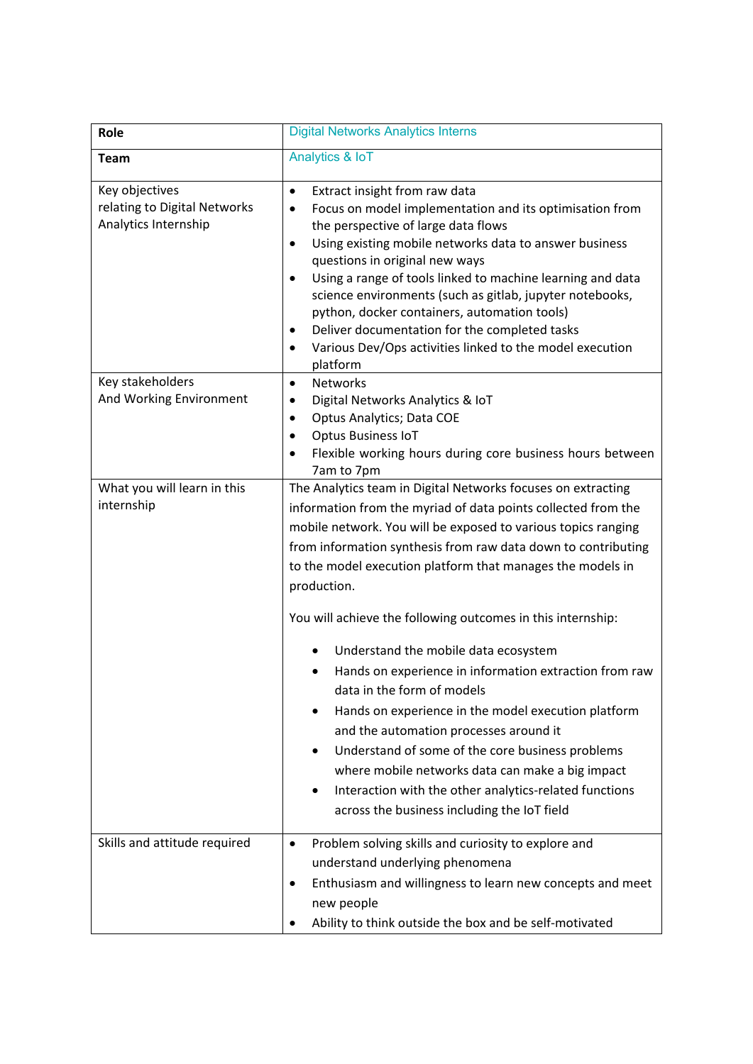| **Role** | Digital Networks Analytics Interns |
|---|---|
| **Team** | Analytics & IoT |
| Key objectives relating to Digital Networks Analytics Internship | • Extract insight from raw data<br>• Focus on model implementation and its optimisation from the perspective of large data flows<br>• Using existing mobile networks data to answer business questions in original new ways<br>• Using a range of tools linked to machine learning and data science environments (such as gitlab, jupyter notebooks, python, docker containers, automation tools)<br>• Deliver documentation for the completed tasks<br>• Various Dev/Ops activities linked to the model execution platform |
| Key stakeholders And Working Environment | • Networks<br>• Digital Networks Analytics & IoT<br>• Optus Analytics; Data COE<br>• Optus Business IoT<br>• Flexible working hours during core business hours between 7am to 7pm |
| What you will learn in this internship | The Analytics team in Digital Networks focuses on extracting information from the myriad of data points collected from the mobile network. You will be exposed to various topics ranging from information synthesis from raw data down to contributing to the model execution platform that manages the models in production.<br><br>You will achieve the following outcomes in this internship:<br><br>• Understand the mobile data ecosystem<br>• Hands on experience in information extraction from raw data in the form of models<br>• Hands on experience in the model execution platform and the automation processes around it<br>• Understand of some of the core business problems where mobile networks data can make a big impact<br>• Interaction with the other analytics-related functions across the business including the IoT field |
| Skills and attitude required | • Problem solving skills and curiosity to explore and understand underlying phenomena<br>• Enthusiasm and willingness to learn new concepts and meet new people<br>• Ability to think outside the box and be self-motivated |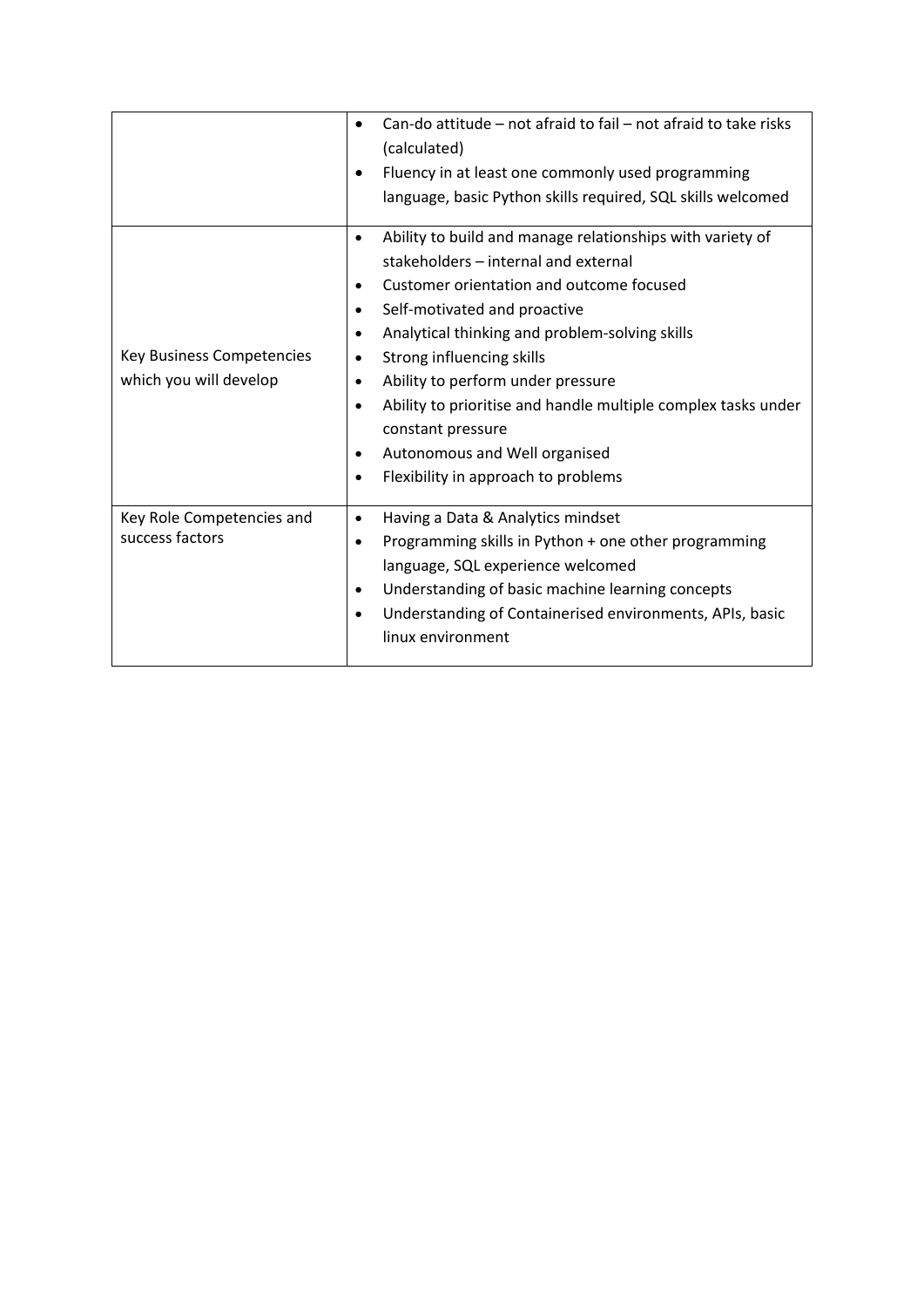| | |
|---|---|
| | • Can-do attitude – not afraid to fail – not afraid to take risks (calculated)<br>• Fluency in at least one commonly used programming language, basic Python skills required, SQL skills welcomed |
| Key Business Competencies which you will develop | • Ability to build and manage relationships with variety of stakeholders – internal and external<br>• Customer orientation and outcome focused<br>• Self-motivated and proactive<br>• Analytical thinking and problem-solving skills<br>• Strong influencing skills<br>• Ability to perform under pressure<br>• Ability to prioritise and handle multiple complex tasks under constant pressure<br>• Autonomous and Well organised<br>• Flexibility in approach to problems |
| Key Role Competencies and success factors | • Having a Data & Analytics mindset<br>• Programming skills in Python + one other programming language, SQL experience welcomed<br>• Understanding of basic machine learning concepts<br>• Understanding of Containerised environments, APIs, basic linux environment |